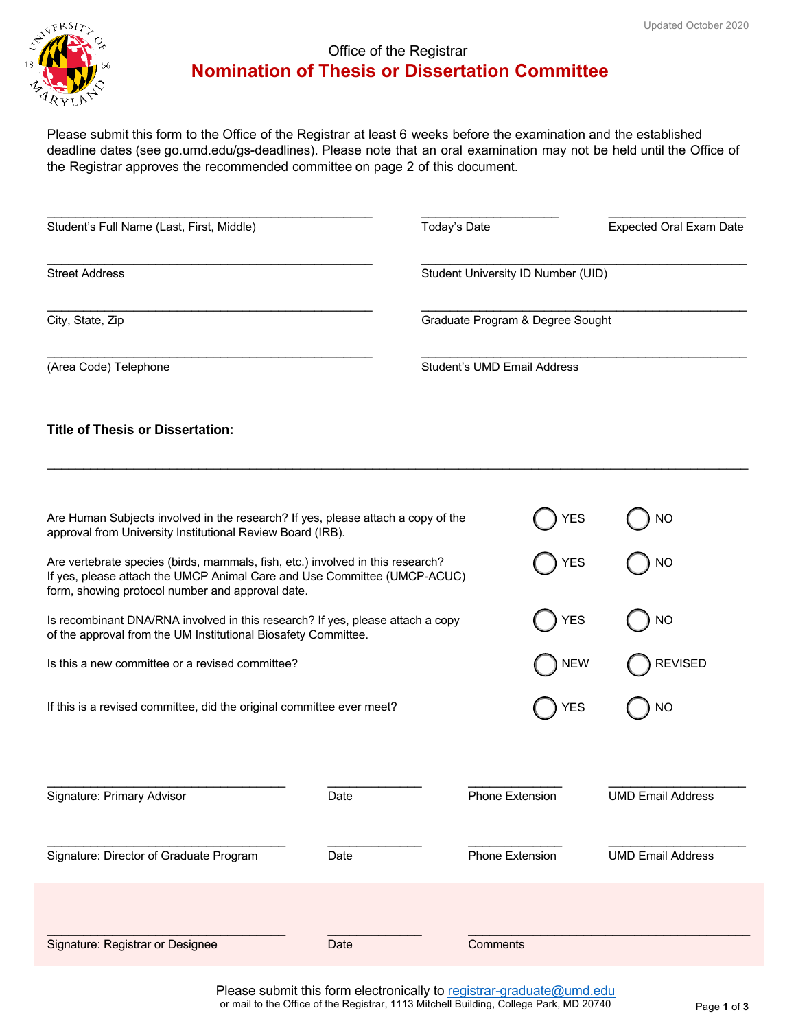Office of the Registrar

# Nomination of Thesis or Dissertation Committee

Updated October 2020

Please submit this form to the Office of the Registrar at least 6 weeks before the examination and the established deadline dates (see go.umd.edu/gs-deadlines). Please note that an oral examination may not be held until the Office of the Registrar approves the recommended committee on page 2 of this document.

| | | |
|---|---|---|
| Student's Full Name (Last, First, Middle) | Today's Date | Expected Oral Exam Date |
| Street Address | Student University ID Number (UID) | |
| City, State, Zip | Graduate Program & Degree Sought | |
| (Area Code) Telephone | Student's UMD Email Address | |

**Title of Thesis or Dissertation:**

_______________________________________________________________________________

| | | |
|---|---|---|
| Are Human Subjects involved in the research? If yes, please attach a copy of the approval from University Institutional Review Board (IRB). | ○ YES | ○ NO |
| Are vertebrate species (birds, mammals, fish, etc.) involved in this research? If yes, please attach the UMCP Animal Care and Use Committee (UMCP-ACUC) form, showing protocol number and approval date. | ○ YES | ○ NO |
| Is recombinant DNA/RNA involved in this research? If yes, please attach a copy of the approval from the UM Institutional Biosafety Committee. | ○ YES | ○ NO |
| Is this a new committee or a revised committee? | ○ NEW | ○ REVISED |
| If this is a revised committee, did the original committee ever meet? | ○ YES | ○ NO |

| | | | |
|---|---|---|---|
| Signature: Primary Advisor | Date | Phone Extension | UMD Email Address |
| Signature: Director of Graduate Program | Date | Phone Extension | UMD Email Address |
| Signature: Registrar or Designee | Date | Comments | |

Please submit this form electronically to registrar-graduate@umd.edu
or mail to the Office of the Registrar, 1113 Mitchell Building, College Park, MD 20740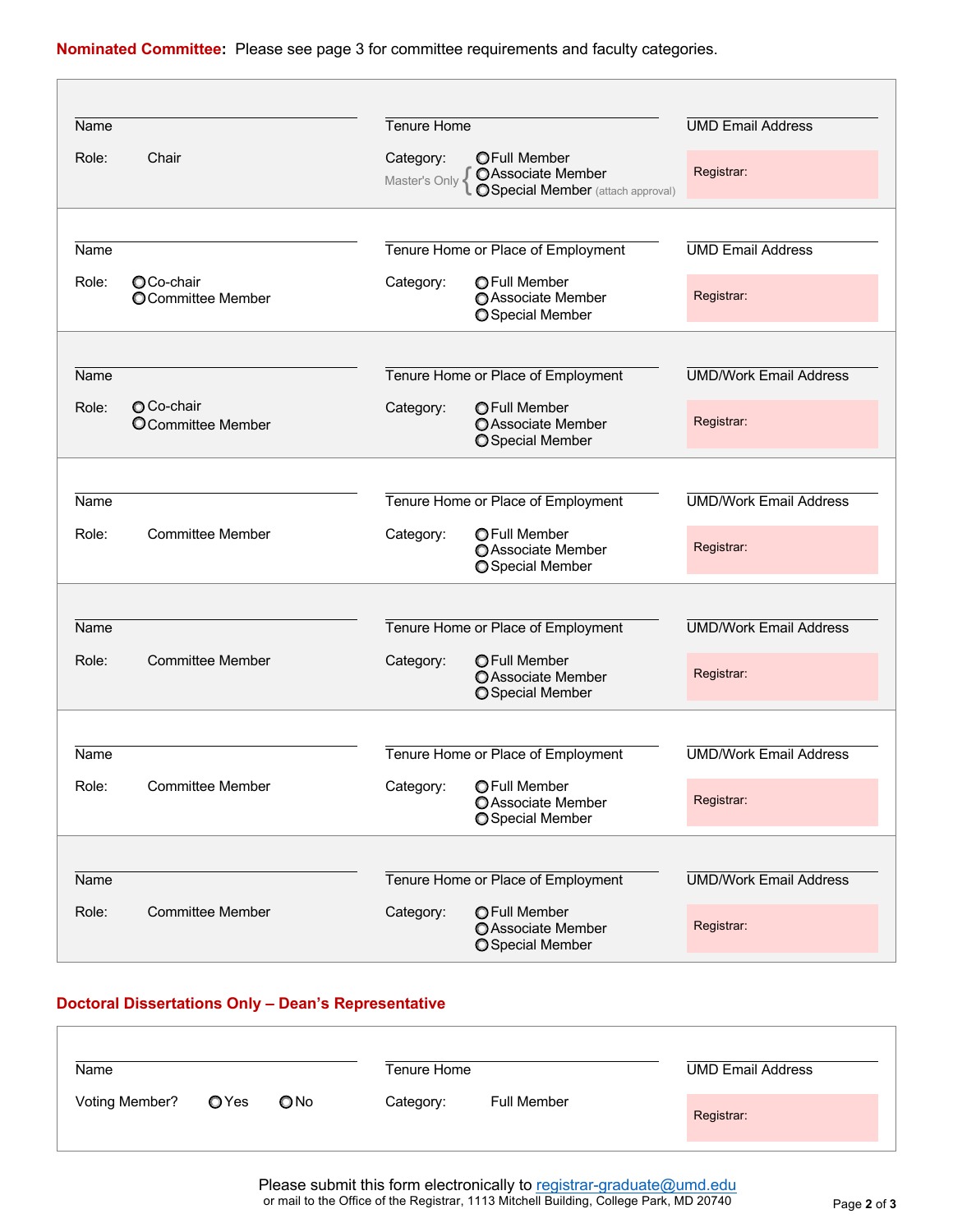**Nominated Committee:** Please see page 3 for committee requirements and faculty categories.

| Name | Tenure Home | UMD Email Address |
|---|---|---|
| Role: Chair | Category: ○ Full Member; Master's Only { ○ Associate Member; ○ Special Member (attach approval) | Registrar: |

| Name | Tenure Home or Place of Employment | UMD Email Address |
|---|---|---|
| Role: ○ Co-chair ○ Committee Member | Category: ○ Full Member ○ Associate Member ○ Special Member | Registrar: |

| Name | Tenure Home or Place of Employment | UMD/Work Email Address |
|---|---|---|
| Role: ○ Co-chair ○ Committee Member | Category: ○ Full Member ○ Associate Member ○ Special Member | Registrar: |

| Name | Tenure Home or Place of Employment | UMD/Work Email Address |
|---|---|---|
| Role: Committee Member | Category: ○ Full Member ○ Associate Member ○ Special Member | Registrar: |

| Name | Tenure Home or Place of Employment | UMD/Work Email Address |
|---|---|---|
| Role: Committee Member | Category: ○ Full Member ○ Associate Member ○ Special Member | Registrar: |

| Name | Tenure Home or Place of Employment | UMD/Work Email Address |
|---|---|---|
| Role: Committee Member | Category: ○ Full Member ○ Associate Member ○ Special Member | Registrar: |

| Name | Tenure Home or Place of Employment | UMD/Work Email Address |
|---|---|---|
| Role: Committee Member | Category: ○ Full Member ○ Associate Member ○ Special Member | Registrar: |

## Doctoral Dissertations Only – Dean's Representative

| Name | Tenure Home | UMD Email Address |
|---|---|---|
| Voting Member? ○ Yes ○ No | Category: Full Member | Registrar: |

Please submit this form electronically to registrar-graduate@umd.edu
or mail to the Office of the Registrar, 1113 Mitchell Building, College Park, MD 20740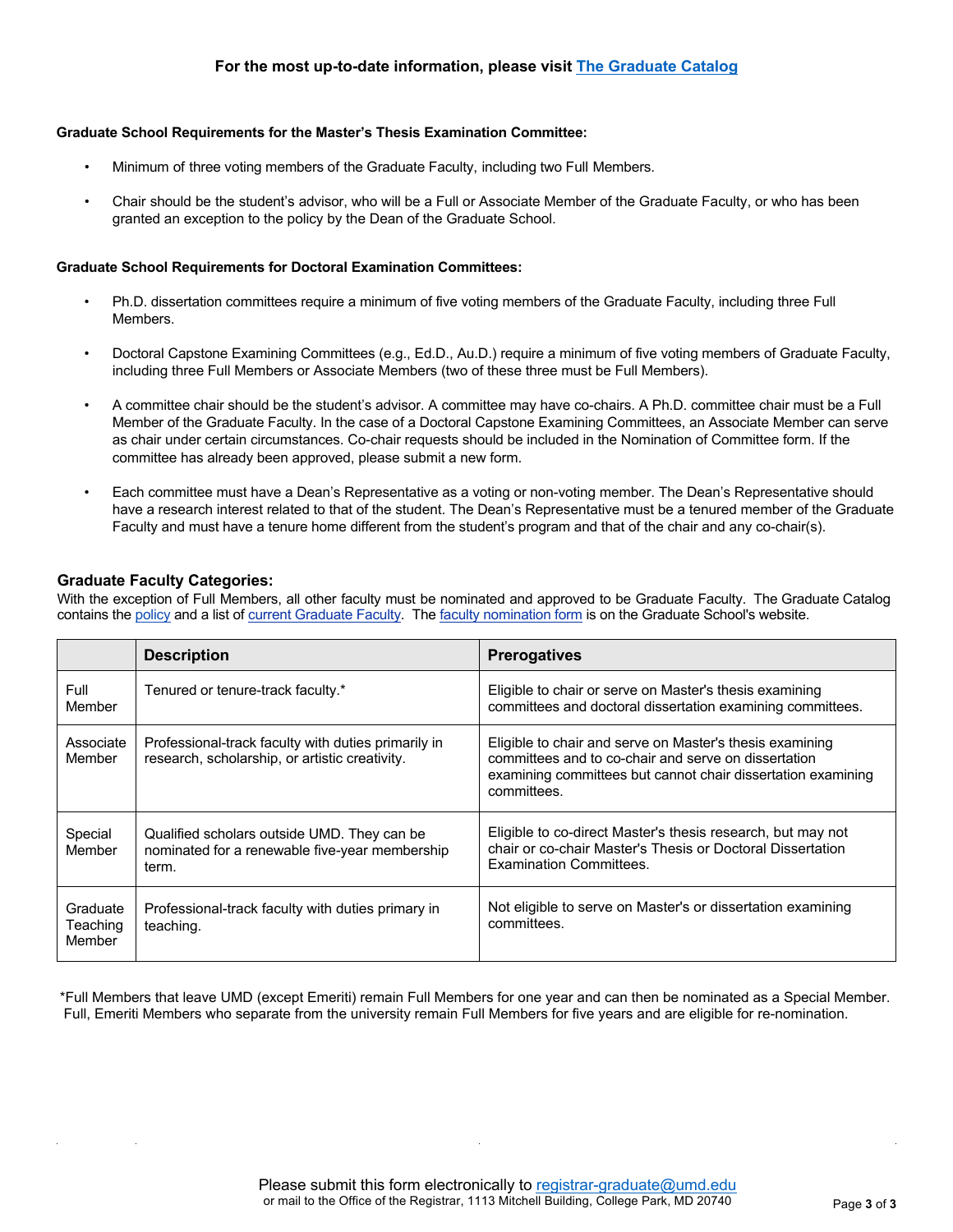**For the most up-to-date information, please visit The Graduate Catalog**

**Graduate School Requirements for the Master's Thesis Examination Committee:**

- Minimum of three voting members of the Graduate Faculty, including two Full Members.
- Chair should be the student's advisor, who will be a Full or Associate Member of the Graduate Faculty, or who has been granted an exception to the policy by the Dean of the Graduate School.

**Graduate School Requirements for Doctoral Examination Committees:**

- Ph.D. dissertation committees require a minimum of five voting members of the Graduate Faculty, including three Full Members.
- Doctoral Capstone Examining Committees (e.g., Ed.D., Au.D.) require a minimum of five voting members of Graduate Faculty, including three Full Members or Associate Members (two of these three must be Full Members).
- A committee chair should be the student's advisor. A committee may have co-chairs. A Ph.D. committee chair must be a Full Member of the Graduate Faculty. In the case of a Doctoral Capstone Examining Committees, an Associate Member can serve as chair under certain circumstances. Co-chair requests should be included in the Nomination of Committee form. If the committee has already been approved, please submit a new form.
- Each committee must have a Dean's Representative as a voting or non-voting member. The Dean's Representative should have a research interest related to that of the student. The Dean's Representative must be a tenured member of the Graduate Faculty and must have a tenure home different from the student's program and that of the chair and any co-chair(s).

## Graduate Faculty Categories:

With the exception of Full Members, all other faculty must be nominated and approved to be Graduate Faculty. The Graduate Catalog contains the policy and a list of current Graduate Faculty. The faculty nomination form is on the Graduate School's website.

| | Description | Prerogatives |
|---|---|---|
| Full Member | Tenured or tenure-track faculty.* | Eligible to chair or serve on Master's thesis examining committees and doctoral dissertation examining committees. |
| Associate Member | Professional-track faculty with duties primarily in research, scholarship, or artistic creativity. | Eligible to chair and serve on Master's thesis examining committees and to co-chair and serve on dissertation examining committees but cannot chair dissertation examining committees. |
| Special Member | Qualified scholars outside UMD. They can be nominated for a renewable five-year membership term. | Eligible to co-direct Master's thesis research, but may not chair or co-chair Master's Thesis or Doctoral Dissertation Examination Committees. |
| Graduate Teaching Member | Professional-track faculty with duties primary in teaching. | Not eligible to serve on Master's or dissertation examining committees. |

*Full Members that leave UMD (except Emeriti) remain Full Members for one year and can then be nominated as a Special Member. Full, Emeriti Members who separate from the university remain Full Members for five years and are eligible for re-nomination.

Please submit this form electronically to registrar-graduate@umd.edu
or mail to the Office of the Registrar, 1113 Mitchell Building, College Park, MD 20740